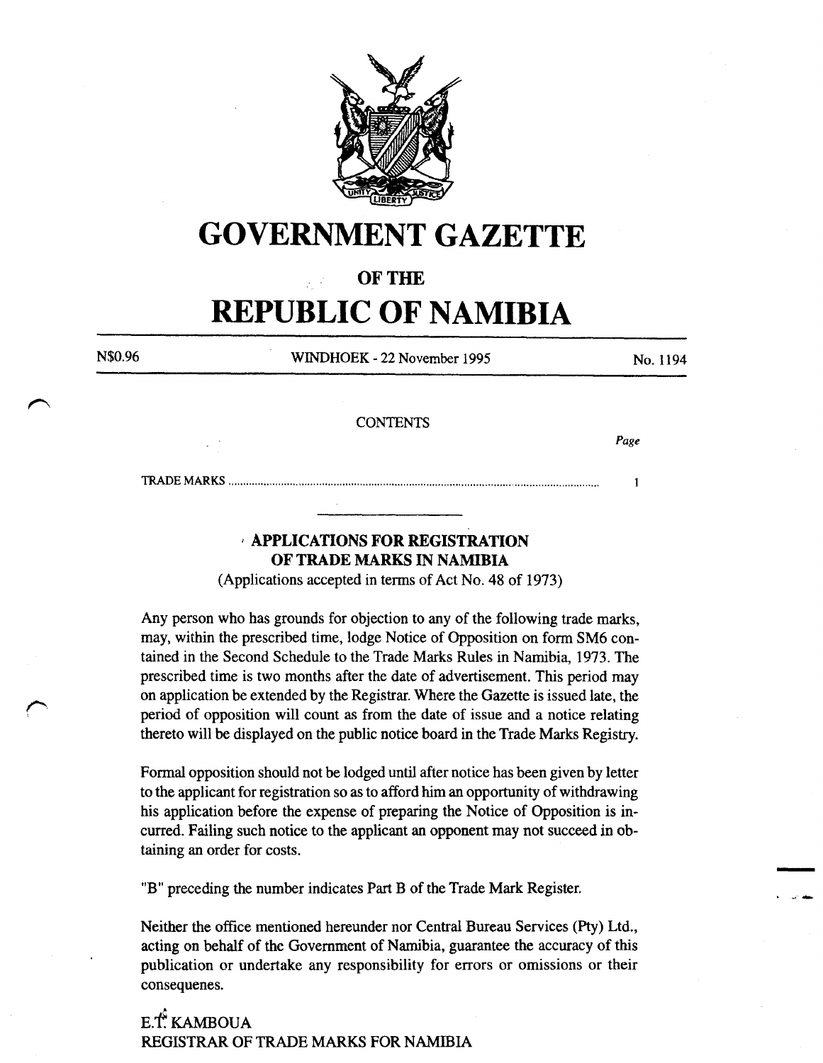# GOVERNMENT GAZETTE

## OF THE

# REPUBLIC OF NAMIBIA

N$0.96 | WINDHOEK - 22 November 1995 | No. 1194

CONTENTS

| | Page |
|---|---|
| TRADE MARKS | 1 |

### APPLICATIONS FOR REGISTRATION OF TRADE MARKS IN NAMIBIA

(Applications accepted in terms of Act No. 48 of 1973)

Any person who has grounds for objection to any of the following trade marks, may, within the prescribed time, lodge Notice of Opposition on form SM6 contained in the Second Schedule to the Trade Marks Rules in Namibia, 1973. The prescribed time is two months after the date of advertisement. This period may on application be extended by the Registrar. Where the Gazette is issued late, the period of opposition will count as from the date of issue and a notice relating thereto will be displayed on the public notice board in the Trade Marks Registry.

Formal opposition should not be lodged until after notice has been given by letter to the applicant for registration so as to afford him an opportunity of withdrawing his application before the expense of preparing the Notice of Opposition is incurred. Failing such notice to the applicant an opponent may not succeed in obtaining an order for costs.

"B" preceding the number indicates Part B of the Trade Mark Register.

Neither the office mentioned hereunder nor Central Bureau Services (Pty) Ltd., acting on behalf of the Government of Namibia, guarantee the accuracy of this publication or undertake any responsibility for errors or omissions or their consequenes.

E.T. KAMBOUA
REGISTRAR OF TRADE MARKS FOR NAMIBIA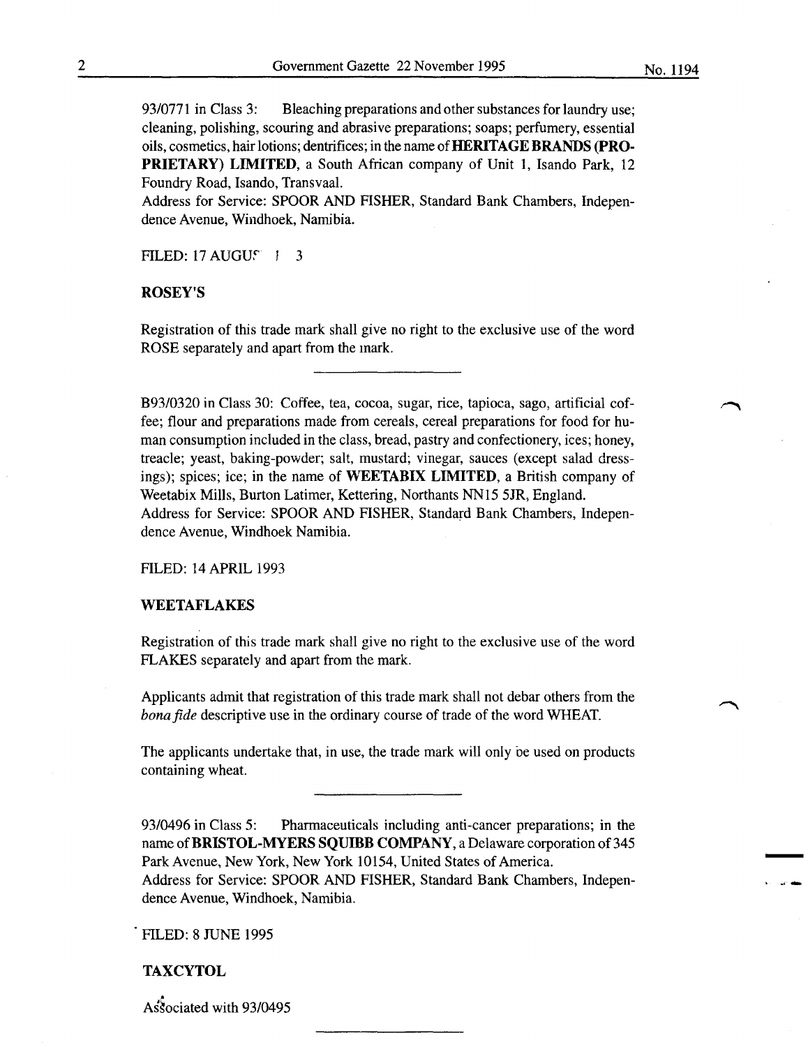93/0771 in Class 3: Bleaching preparations and other substances for laundry use; cleaning, polishing, scouring and abrasive preparations; soaps; perfumery, essential oils, cosmetics, hair lotions; dentrifices; in the name of **HERITAGE BRANDS (PROPRIETARY) LIMITED**, a South African company of Unit 1, Isando Park, 12 Foundry Road, Isando, Transvaal.
Address for Service: SPOOR AND FISHER, Standard Bank Chambers, Independence Avenue, Windhoek, Namibia.

FILED: 17 AUGUST 1993

**ROSEY'S**

Registration of this trade mark shall give no right to the exclusive use of the word ROSE separately and apart from the mark.

---

B93/0320 in Class 30: Coffee, tea, cocoa, sugar, rice, tapioca, sago, artificial coffee; flour and preparations made from cereals, cereal preparations for food for human consumption included in the class, bread, pastry and confectionery, ices; honey, treacle; yeast, baking-powder; salt, mustard; vinegar, sauces (except salad dressings); spices; ice; in the name of **WEETABIX LIMITED**, a British company of Weetabix Mills, Burton Latimer, Kettering, Northants NN15 5JR, England.
Address for Service: SPOOR AND FISHER, Standard Bank Chambers, Independence Avenue, Windhoek Namibia.

FILED: 14 APRIL 1993

**WEETAFLAKES**

Registration of this trade mark shall give no right to the exclusive use of the word FLAKES separately and apart from the mark.

Applicants admit that registration of this trade mark shall not debar others from the *bona fide* descriptive use in the ordinary course of trade of the word WHEAT.

The applicants undertake that, in use, the trade mark will only be used on products containing wheat.

---

93/0496 in Class 5: Pharmaceuticals including anti-cancer preparations; in the name of **BRISTOL-MYERS SQUIBB COMPANY**, a Delaware corporation of 345 Park Avenue, New York, New York 10154, United States of America.
Address for Service: SPOOR AND FISHER, Standard Bank Chambers, Independence Avenue, Windhoek, Namibia.

FILED: 8 JUNE 1995

**TAXCYTOL**

Associated with 93/0495

---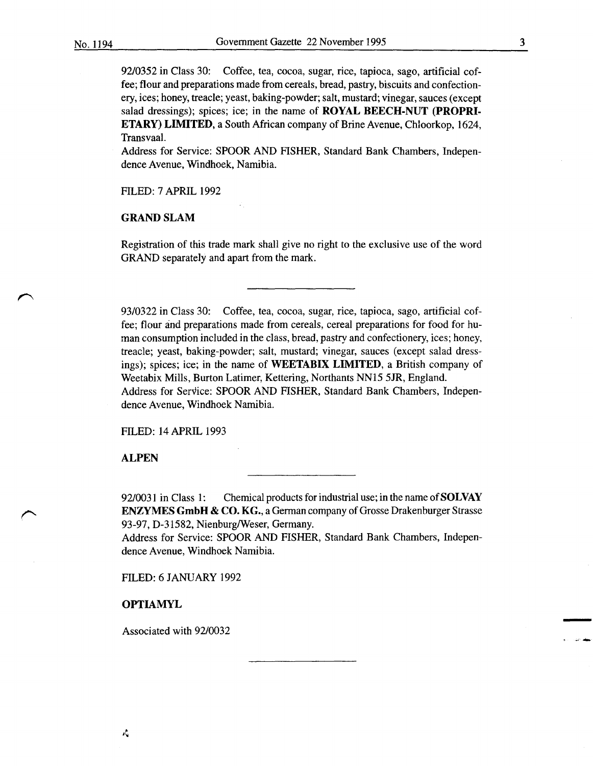92/0352 in Class 30: Coffee, tea, cocoa, sugar, rice, tapioca, sago, artificial coffee; flour and preparations made from cereals, bread, pastry, biscuits and confectionery, ices; honey, treacle; yeast, baking-powder; salt, mustard; vinegar, sauces (except salad dressings); spices; ice; in the name of **ROYAL BEECH-NUT (PROPRIETARY) LIMITED**, a South African company of Brine Avenue, Chloorkop, 1624, Transvaal.
Address for Service: SPOOR AND FISHER, Standard Bank Chambers, Independence Avenue, Windhoek, Namibia.

FILED: 7 APRIL 1992

**GRAND SLAM**

Registration of this trade mark shall give no right to the exclusive use of the word GRAND separately and apart from the mark.

---

93/0322 in Class 30: Coffee, tea, cocoa, sugar, rice, tapioca, sago, artificial coffee; flour and preparations made from cereals, cereal preparations for food for human consumption included in the class, bread, pastry and confectionery, ices; honey, treacle; yeast, baking-powder; salt, mustard; vinegar, sauces (except salad dressings); spices; ice; in the name of **WEETABIX LIMITED**, a British company of Weetabix Mills, Burton Latimer, Kettering, Northants NN15 5JR, England.
Address for Service: SPOOR AND FISHER, Standard Bank Chambers, Independence Avenue, Windhoek Namibia.

FILED: 14 APRIL 1993

**ALPEN**

---

92/0031 in Class 1: Chemical products for industrial use; in the name of **SOLVAY ENZYMES GmbH & CO. KG.**, a German company of Grosse Drakenburger Strasse 93-97, D-31582, Nienburg/Weser, Germany.
Address for Service: SPOOR AND FISHER, Standard Bank Chambers, Independence Avenue, Windhoek Namibia.

FILED: 6 JANUARY 1992

**OPTIAMYL**

Associated with 92/0032

---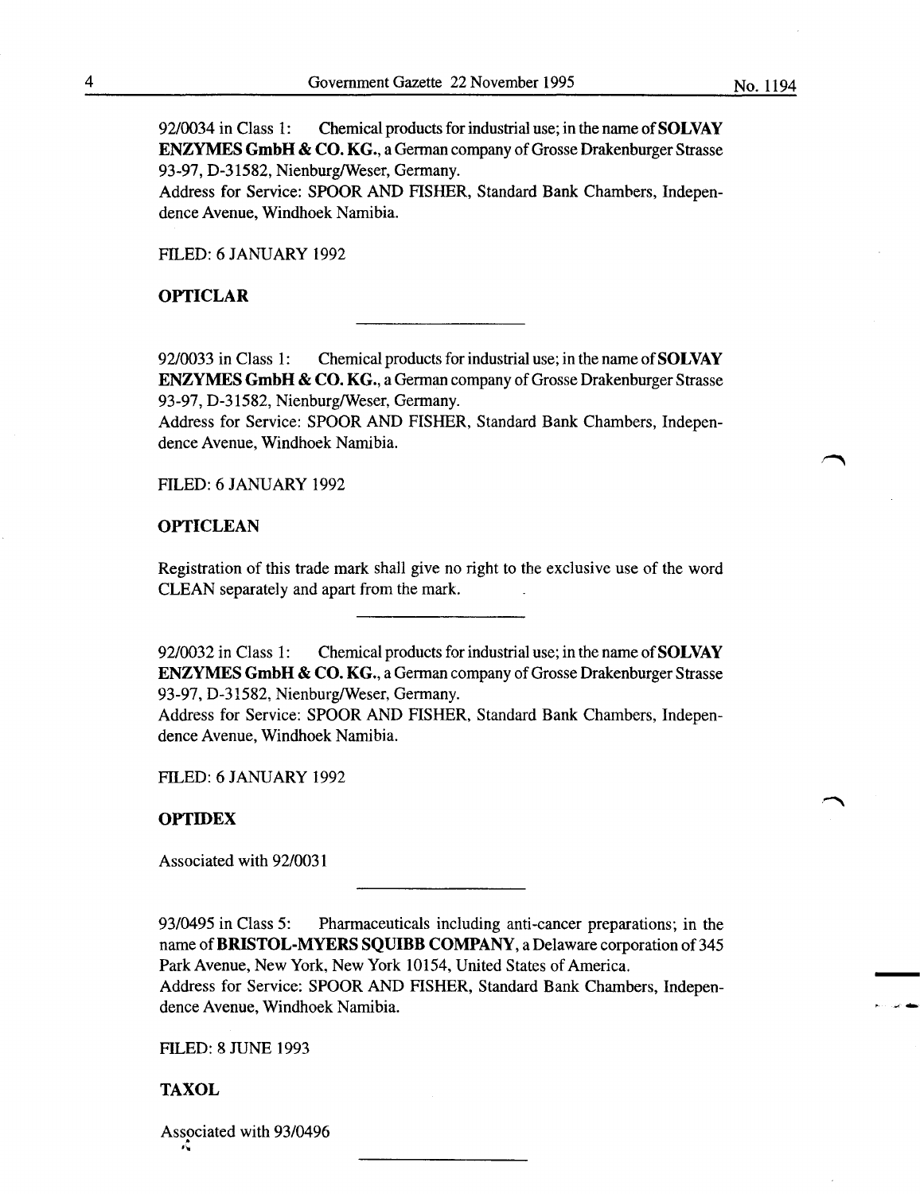92/0034 in Class 1: Chemical products for industrial use; in the name of **SOLVAY ENZYMES GmbH & CO. KG.**, a German company of Grosse Drakenburger Strasse 93-97, D-31582, Nienburg/Weser, Germany.
Address for Service: SPOOR AND FISHER, Standard Bank Chambers, Independence Avenue, Windhoek Namibia.

FILED: 6 JANUARY 1992

**OPTICLAR**

---

92/0033 in Class 1: Chemical products for industrial use; in the name of **SOLVAY ENZYMES GmbH & CO. KG.**, a German company of Grosse Drakenburger Strasse 93-97, D-31582, Nienburg/Weser, Germany.
Address for Service: SPOOR AND FISHER, Standard Bank Chambers, Independence Avenue, Windhoek Namibia.

FILED: 6 JANUARY 1992

**OPTICLEAN**

Registration of this trade mark shall give no right to the exclusive use of the word CLEAN separately and apart from the mark.

---

92/0032 in Class 1: Chemical products for industrial use; in the name of **SOLVAY ENZYMES GmbH & CO. KG.**, a German company of Grosse Drakenburger Strasse 93-97, D-31582, Nienburg/Weser, Germany.
Address for Service: SPOOR AND FISHER, Standard Bank Chambers, Independence Avenue, Windhoek Namibia.

FILED: 6 JANUARY 1992

**OPTIDEX**

Associated with 92/0031

---

93/0495 in Class 5: Pharmaceuticals including anti-cancer preparations; in the name of **BRISTOL-MYERS SQUIBB COMPANY**, a Delaware corporation of 345 Park Avenue, New York, New York 10154, United States of America.
Address for Service: SPOOR AND FISHER, Standard Bank Chambers, Independence Avenue, Windhoek Namibia.

FILED: 8 JUNE 1993

**TAXOL**

Associated with 93/0496

---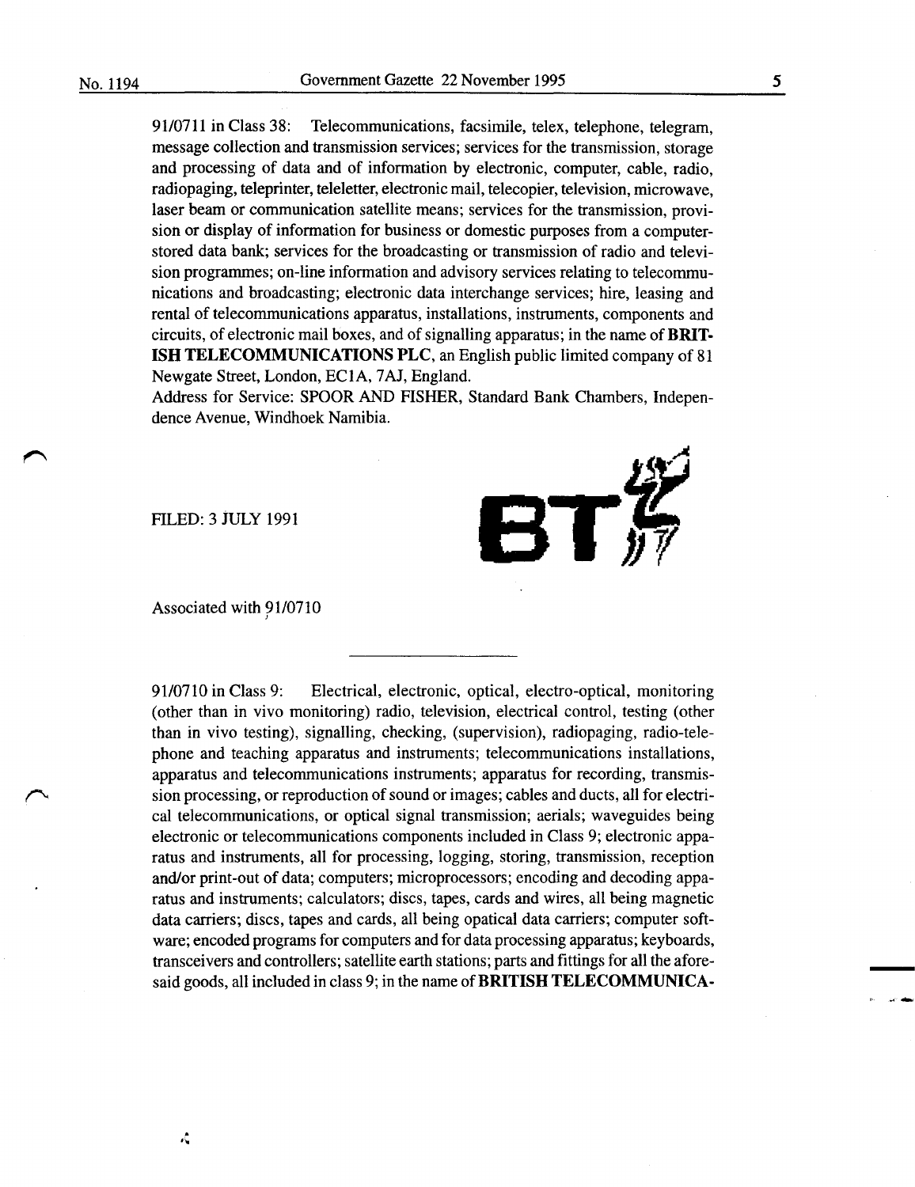91/0711 in Class 38: Telecommunications, facsimile, telex, telephone, telegram, message collection and transmission services; services for the transmission, storage and processing of data and of information by electronic, computer, cable, radio, radiopaging, teleprinter, teleletter, electronic mail, telecopier, television, microwave, laser beam or communication satellite means; services for the transmission, provision or display of information for business or domestic purposes from a computer-stored data bank; services for the broadcasting or transmission of radio and television programmes; on-line information and advisory services relating to telecommunications and broadcasting; electronic data interchange services; hire, leasing and rental of telecommunications apparatus, installations, instruments, components and circuits, of electronic mail boxes, and of signalling apparatus; in the name of **BRITISH TELECOMMUNICATIONS PLC**, an English public limited company of 81 Newgate Street, London, EC1A, 7AJ, England.
Address for Service: SPOOR AND FISHER, Standard Bank Chambers, Independence Avenue, Windhoek Namibia.

FILED: 3 JULY 1991

BT

Associated with 91/0710

---

91/0710 in Class 9: Electrical, electronic, optical, electro-optical, monitoring (other than in vivo monitoring) radio, television, electrical control, testing (other than in vivo testing), signalling, checking, (supervision), radiopaging, radio-telephone and teaching apparatus and instruments; telecommunications installations, apparatus and telecommunications instruments; apparatus for recording, transmission processing, or reproduction of sound or images; cables and ducts, all for electrical telecommunications, or optical signal transmission; aerials; waveguides being electronic or telecommunications components included in Class 9; electronic apparatus and instruments, all for processing, logging, storing, transmission, reception and/or print-out of data; computers; microprocessors; encoding and decoding apparatus and instruments; calculators; discs, tapes, cards and wires, all being magnetic data carriers; discs, tapes and cards, all being opatical data carriers; computer software; encoded programs for computers and for data processing apparatus; keyboards, transceivers and controllers; satellite earth stations; parts and fittings for all the aforesaid goods, all included in class 9; in the name of **BRITISH TELECOMMUNICA-**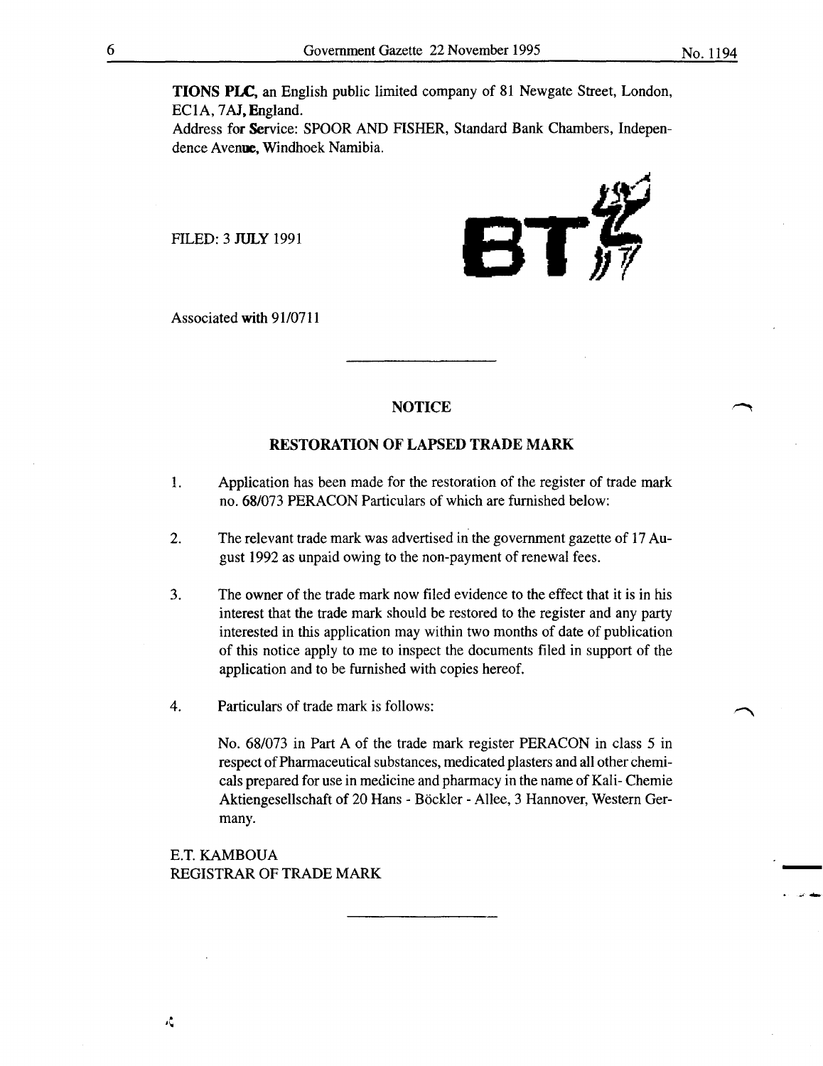**TIONS PLC**, an English public limited company of 81 Newgate Street, London, EC1A, 7AJ, England.

Address for Service: SPOOR AND FISHER, Standard Bank Chambers, Independence Avenue, Windhoek Namibia.

FILED: 3 JULY 1991

Associated with 91/0711

---

**NOTICE**

**RESTORATION OF LAPSED TRADE MARK**

1. Application has been made for the restoration of the register of trade mark no. 68/073 PERACON Particulars of which are furnished below:

2. The relevant trade mark was advertised in the government gazette of 17 August 1992 as unpaid owing to the non-payment of renewal fees.

3. The owner of the trade mark now filed evidence to the effect that it is in his interest that the trade mark should be restored to the register and any party interested in this application may within two months of date of publication of this notice apply to me to inspect the documents filed in support of the application and to be furnished with copies hereof.

4. Particulars of trade mark is follows:

   No. 68/073 in Part A of the trade mark register PERACON in class 5 in respect of Pharmaceutical substances, medicated plasters and all other chemicals prepared for use in medicine and pharmacy in the name of Kali- Chemie Aktiengesellschaft of 20 Hans - Böckler - Allee, 3 Hannover, Western Germany.

E.T. KAMBOUA
REGISTRAR OF TRADE MARK

---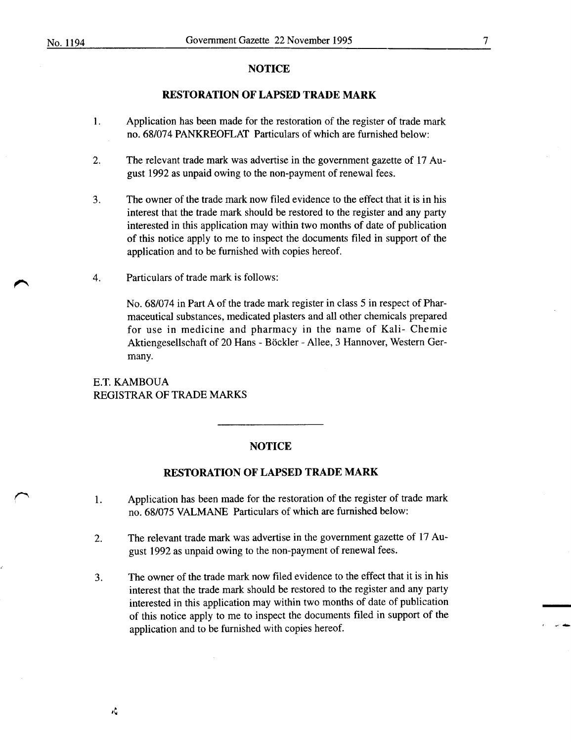## NOTICE

### RESTORATION OF LAPSED TRADE MARK

1. Application has been made for the restoration of the register of trade mark no. 68/074 PANKREOFLAT Particulars of which are furnished below:

2. The relevant trade mark was advertise in the government gazette of 17 August 1992 as unpaid owing to the non-payment of renewal fees.

3. The owner of the trade mark now filed evidence to the effect that it is in his interest that the trade mark should be restored to the register and any party interested in this application may within two months of date of publication of this notice apply to me to inspect the documents filed in support of the application and to be furnished with copies hereof.

4. Particulars of trade mark is follows:

   No. 68/074 in Part A of the trade mark register in class 5 in respect of Pharmaceutical substances, medicated plasters and all other chemicals prepared for use in medicine and pharmacy in the name of Kali- Chemie Aktiengesellschaft of 20 Hans - Böckler - Allee, 3 Hannover, Western Germany.

E.T. KAMBOUA
REGISTRAR OF TRADE MARKS

---

## NOTICE

### RESTORATION OF LAPSED TRADE MARK

1. Application has been made for the restoration of the register of trade mark no. 68/075 VALMANE Particulars of which are furnished below:

2. The relevant trade mark was advertise in the government gazette of 17 August 1992 as unpaid owing to the non-payment of renewal fees.

3. The owner of the trade mark now filed evidence to the effect that it is in his interest that the trade mark should be restored to the register and any party interested in this application may within two months of date of publication of this notice apply to me to inspect the documents filed in support of the application and to be furnished with copies hereof.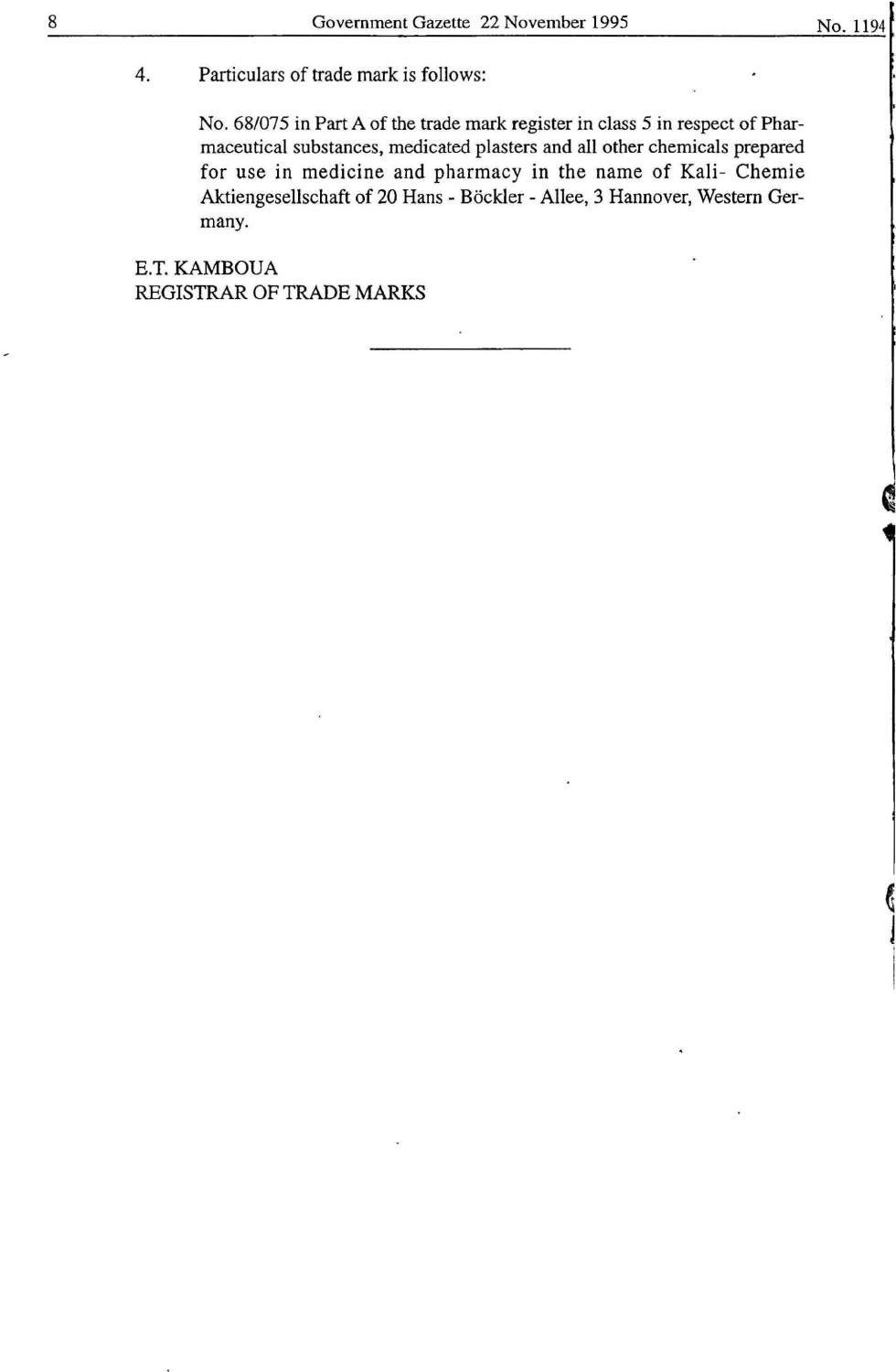4. Particulars of trade mark is follows:

No. 68/075 in Part A of the trade mark register in class 5 in respect of Pharmaceutical substances, medicated plasters and all other chemicals prepared for use in medicine and pharmacy in the name of Kali- Chemie Aktiengesellschaft of 20 Hans - Böckler - Allee, 3 Hannover, Western Germany.

E.T. KAMBOUA
REGISTRAR OF TRADE MARKS